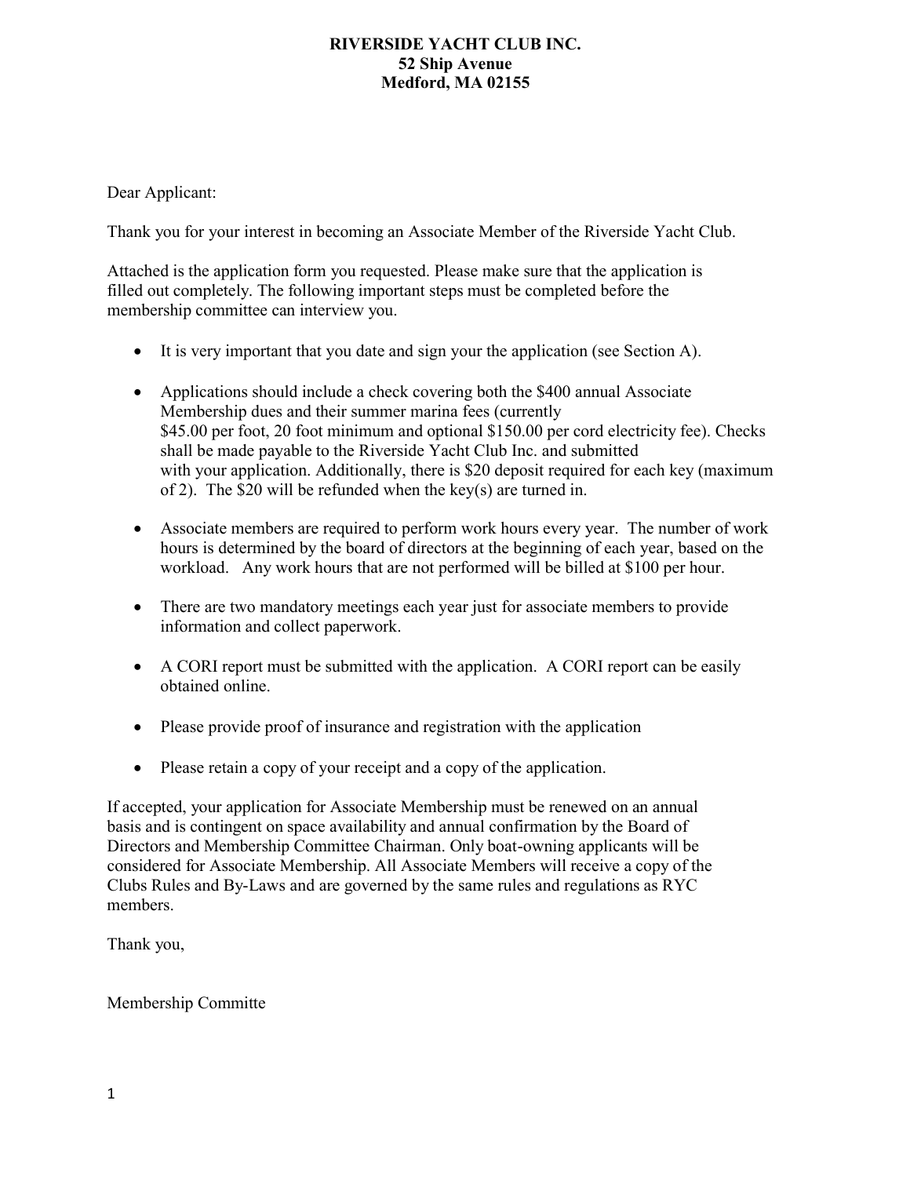**RIVERSIDE YACHT CLUB INC.**
**52 Ship Avenue**
**Medford, MA 02155**

Dear Applicant:

Thank you for your interest in becoming an Associate Member of the Riverside Yacht Club.

Attached is the application form you requested. Please make sure that the application is filled out completely. The following important steps must be completed before the membership committee can interview you.

- It is very important that you date and sign your the application (see Section A).

- Applications should include a check covering both the $400 annual Associate Membership dues and their summer marina fees (currently $45.00 per foot, 20 foot minimum and optional $150.00 per cord electricity fee). Checks shall be made payable to the Riverside Yacht Club Inc. and submitted with your application. Additionally, there is $20 deposit required for each key (maximum of 2). The $20 will be refunded when the key(s) are turned in.

- Associate members are required to perform work hours every year. The number of work hours is determined by the board of directors at the beginning of each year, based on the workload. Any work hours that are not performed will be billed at $100 per hour.

- There are two mandatory meetings each year just for associate members to provide information and collect paperwork.

- A CORI report must be submitted with the application. A CORI report can be easily obtained online.

- Please provide proof of insurance and registration with the application

- Please retain a copy of your receipt and a copy of the application.

If accepted, your application for Associate Membership must be renewed on an annual basis and is contingent on space availability and annual confirmation by the Board of Directors and Membership Committee Chairman. Only boat-owning applicants will be considered for Associate Membership. All Associate Members will receive a copy of the Clubs Rules and By-Laws and are governed by the same rules and regulations as RYC members.

Thank you,

Membership Committe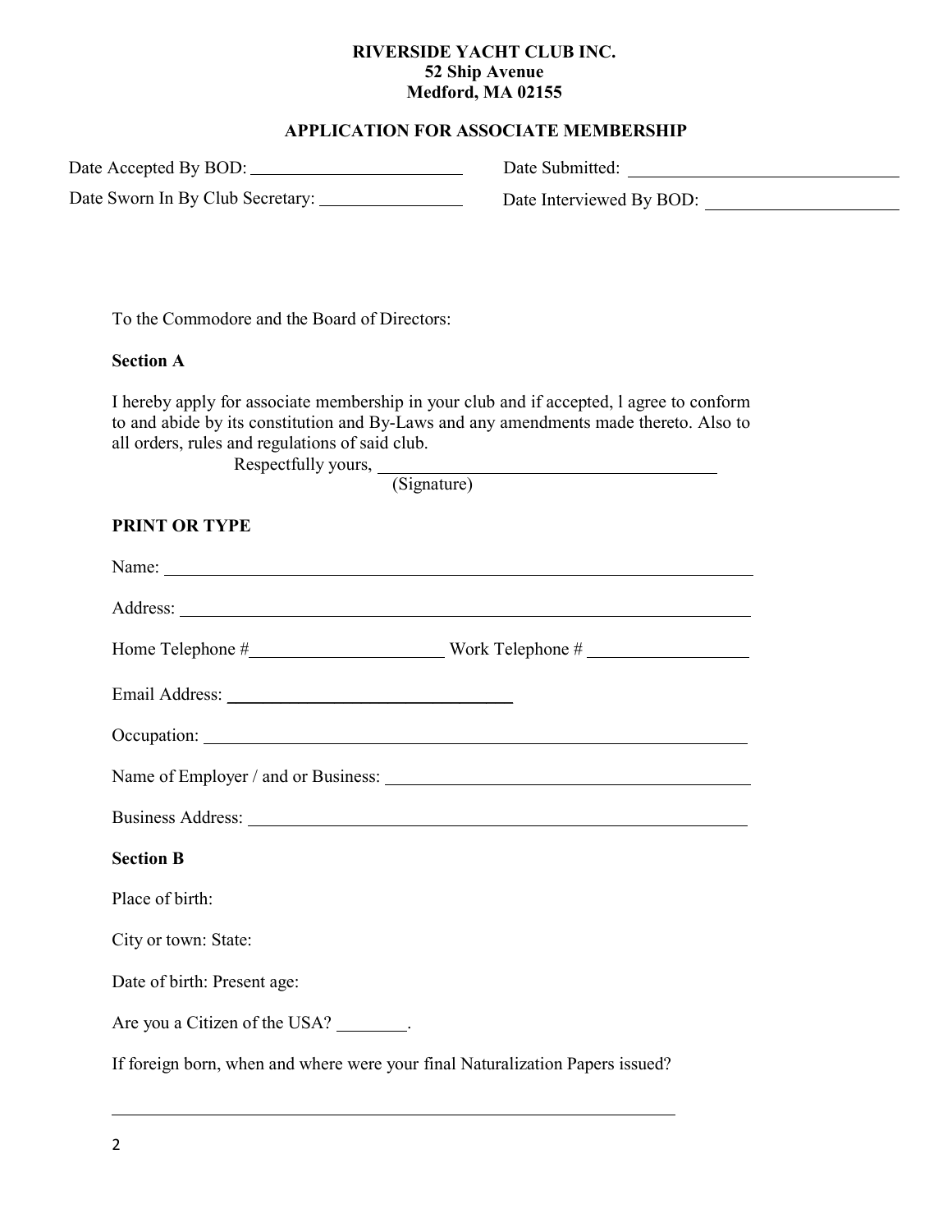**RIVERSIDE YACHT CLUB INC.**
**52 Ship Avenue**
**Medford, MA 02155**

**APPLICATION FOR ASSOCIATE MEMBERSHIP**

Date Accepted By BOD: ________________________ Date Submitted: ______________________________

Date Sworn In By Club Secretary: ________________ Date Interviewed By BOD: ______________________

To the Commodore and the Board of Directors:

**Section A**

I hereby apply for associate membership in your club and if accepted, l agree to conform to and abide by its constitution and By-Laws and any amendments made thereto. Also to all orders, rules and regulations of said club.

Respectfully yours, ______________________________________
(Signature)

**PRINT OR TYPE**

Name: ____________________________________________________________________

Address: __________________________________________________________________

Home Telephone #______________________ Work Telephone # __________________

Email Address: ________________________________

Occupation: ______________________________________________________________

Name of Employer / and or Business: ________________________________________

Business Address: _________________________________________________________

**Section B**

Place of birth:

City or town: State:

Date of birth: Present age:

Are you a Citizen of the USA? ________.

If foreign born, when and where were your final Naturalization Papers issued?

_______________________________________________________________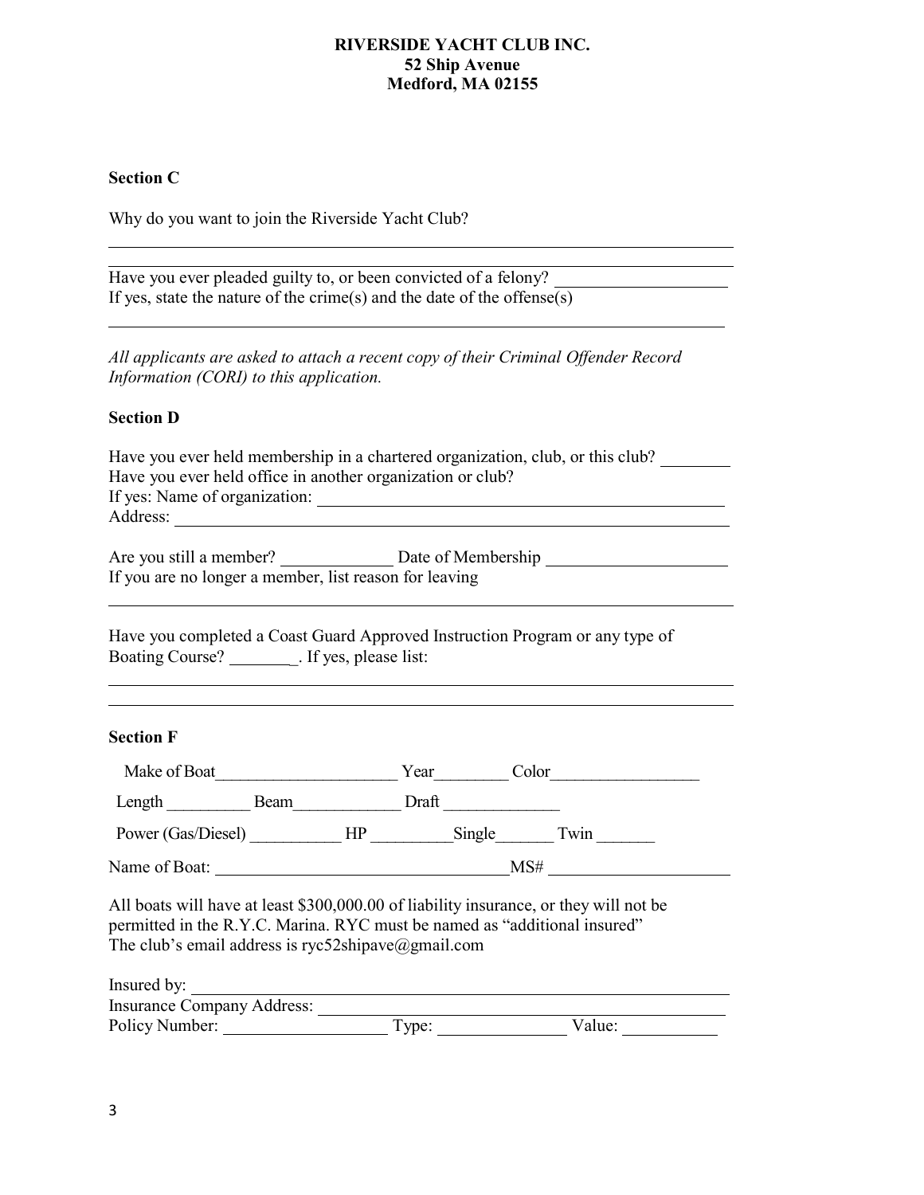**RIVERSIDE YACHT CLUB INC.**
**52 Ship Avenue**
**Medford, MA 02155**

**Section C**

Why do you want to join the Riverside Yacht Club?

______________________________________________________________________________

______________________________________________________________________________

Have you ever pleaded guilty to, or been convicted of a felony? ____________________
If yes, state the nature of the crime(s) and the date of the offense(s)

______________________________________________________________________________

*All applicants are asked to attach a recent copy of their Criminal Offender Record Information (CORI) to this application.*

**Section D**

Have you ever held membership in a chartered organization, club, or this club? ________
Have you ever held office in another organization or club?
If yes: Name of organization: ______________________________________________
Address: _______________________________________________________________

Are you still a member? _____________ Date of Membership ____________________
If you are no longer a member, list reason for leaving

______________________________________________________________________________

Have you completed a Coast Guard Approved Instruction Program or any type of Boating Course? ________. If yes, please list:

______________________________________________________________________________

______________________________________________________________________________

**Section F**

Make of Boat______________________ Year_________ Color__________________

Length __________ Beam_____________ Draft ______________

Power (Gas/Diesel) ___________ HP __________Single_______ Twin _______

Name of Boat: ___________________________________MS# ____________________

All boats will have at least $300,000.00 of liability insurance, or they will not be permitted in the R.Y.C. Marina. RYC must be named as "additional insured"
The club's email address is ryc52shipave@gmail.com

Insured by: _____________________________________________________________
Insurance Company Address: ______________________________________________
Policy Number: __________________ Type: ______________ Value: ___________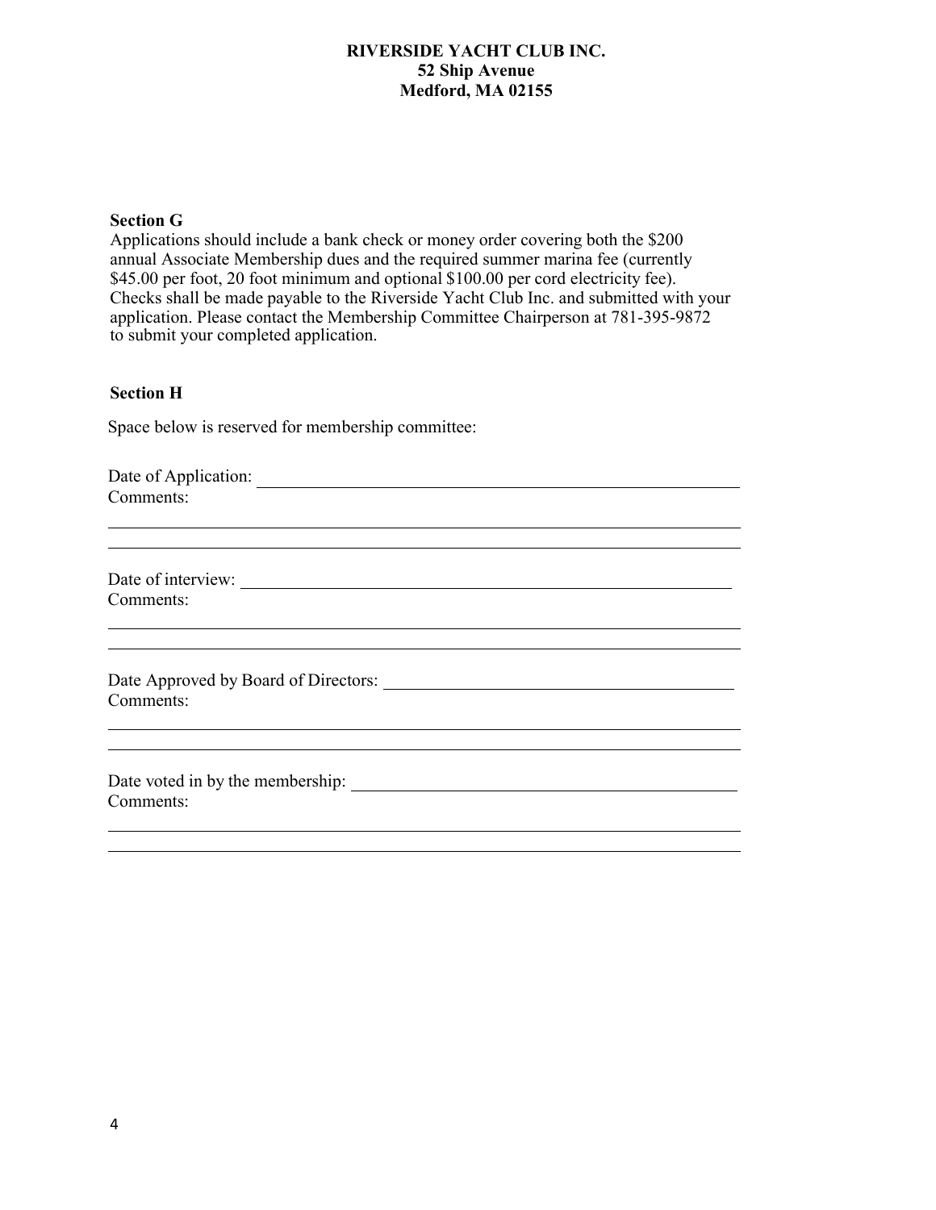**RIVERSIDE YACHT CLUB INC.**
**52 Ship Avenue**
**Medford, MA 02155**

### Section G

Applications should include a bank check or money order covering both the $200 annual Associate Membership dues and the required summer marina fee (currently $45.00 per foot, 20 foot minimum and optional $100.00 per cord electricity fee). Checks shall be made payable to the Riverside Yacht Club Inc. and submitted with your application. Please contact the Membership Committee Chairperson at 781-395-9872 to submit your completed application.

### Section H

Space below is reserved for membership committee:

Date of Application: \_\_\_\_\_\_\_\_\_\_\_\_\_\_\_\_\_\_\_\_\_\_\_\_\_\_\_\_\_\_\_\_\_\_\_\_\_\_\_\_\_\_\_\_
Comments:

\_\_\_\_\_\_\_\_\_\_\_\_\_\_\_\_\_\_\_\_\_\_\_\_\_\_\_\_\_\_\_\_\_\_\_\_\_\_\_\_\_\_\_\_\_\_\_\_\_\_\_\_\_\_\_\_\_\_\_\_

\_\_\_\_\_\_\_\_\_\_\_\_\_\_\_\_\_\_\_\_\_\_\_\_\_\_\_\_\_\_\_\_\_\_\_\_\_\_\_\_\_\_\_\_\_\_\_\_\_\_\_\_\_\_\_\_\_\_\_\_

Date of interview: \_\_\_\_\_\_\_\_\_\_\_\_\_\_\_\_\_\_\_\_\_\_\_\_\_\_\_\_\_\_\_\_\_\_\_\_\_\_\_\_\_\_\_\_\_\_
Comments:

\_\_\_\_\_\_\_\_\_\_\_\_\_\_\_\_\_\_\_\_\_\_\_\_\_\_\_\_\_\_\_\_\_\_\_\_\_\_\_\_\_\_\_\_\_\_\_\_\_\_\_\_\_\_\_\_\_\_\_\_

\_\_\_\_\_\_\_\_\_\_\_\_\_\_\_\_\_\_\_\_\_\_\_\_\_\_\_\_\_\_\_\_\_\_\_\_\_\_\_\_\_\_\_\_\_\_\_\_\_\_\_\_\_\_\_\_\_\_\_\_

Date Approved by Board of Directors: \_\_\_\_\_\_\_\_\_\_\_\_\_\_\_\_\_\_\_\_\_\_\_\_\_\_\_\_\_\_\_\_
Comments:

\_\_\_\_\_\_\_\_\_\_\_\_\_\_\_\_\_\_\_\_\_\_\_\_\_\_\_\_\_\_\_\_\_\_\_\_\_\_\_\_\_\_\_\_\_\_\_\_\_\_\_\_\_\_\_\_\_\_\_\_

\_\_\_\_\_\_\_\_\_\_\_\_\_\_\_\_\_\_\_\_\_\_\_\_\_\_\_\_\_\_\_\_\_\_\_\_\_\_\_\_\_\_\_\_\_\_\_\_\_\_\_\_\_\_\_\_\_\_\_\_

Date voted in by the membership: \_\_\_\_\_\_\_\_\_\_\_\_\_\_\_\_\_\_\_\_\_\_\_\_\_\_\_\_\_\_\_\_\_\_\_
Comments:

\_\_\_\_\_\_\_\_\_\_\_\_\_\_\_\_\_\_\_\_\_\_\_\_\_\_\_\_\_\_\_\_\_\_\_\_\_\_\_\_\_\_\_\_\_\_\_\_\_\_\_\_\_\_\_\_\_\_\_\_

\_\_\_\_\_\_\_\_\_\_\_\_\_\_\_\_\_\_\_\_\_\_\_\_\_\_\_\_\_\_\_\_\_\_\_\_\_\_\_\_\_\_\_\_\_\_\_\_\_\_\_\_\_\_\_\_\_\_\_\_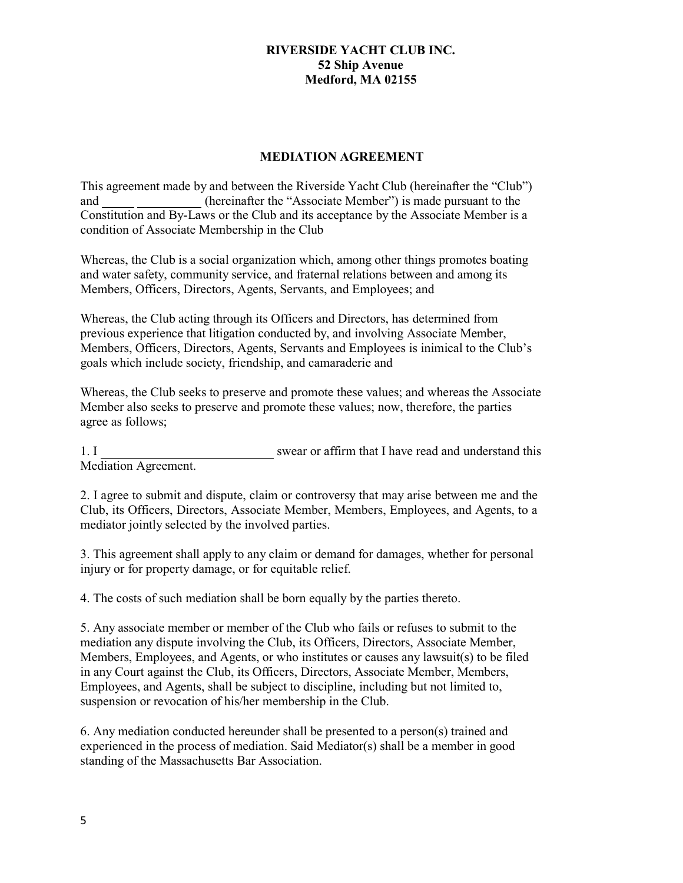**RIVERSIDE YACHT CLUB INC.**
**52 Ship Avenue**
**Medford, MA 02155**

## MEDIATION AGREEMENT

This agreement made by and between the Riverside Yacht Club (hereinafter the "Club") and _____ __________ (hereinafter the "Associate Member") is made pursuant to the Constitution and By-Laws or the Club and its acceptance by the Associate Member is a condition of Associate Membership in the Club

Whereas, the Club is a social organization which, among other things promotes boating and water safety, community service, and fraternal relations between and among its Members, Officers, Directors, Agents, Servants, and Employees; and

Whereas, the Club acting through its Officers and Directors, has determined from previous experience that litigation conducted by, and involving Associate Member, Members, Officers, Directors, Agents, Servants and Employees is inimical to the Club's goals which include society, friendship, and camaraderie and

Whereas, the Club seeks to preserve and promote these values; and whereas the Associate Member also seeks to preserve and promote these values; now, therefore, the parties agree as follows;

1. I ___________________________ swear or affirm that I have read and understand this Mediation Agreement.

2. I agree to submit and dispute, claim or controversy that may arise between me and the Club, its Officers, Directors, Associate Member, Members, Employees, and Agents, to a mediator jointly selected by the involved parties.

3. This agreement shall apply to any claim or demand for damages, whether for personal injury or for property damage, or for equitable relief.

4. The costs of such mediation shall be born equally by the parties thereto.

5. Any associate member or member of the Club who fails or refuses to submit to the mediation any dispute involving the Club, its Officers, Directors, Associate Member, Members, Employees, and Agents, or who institutes or causes any lawsuit(s) to be filed in any Court against the Club, its Officers, Directors, Associate Member, Members, Employees, and Agents, shall be subject to discipline, including but not limited to, suspension or revocation of his/her membership in the Club.

6. Any mediation conducted hereunder shall be presented to a person(s) trained and experienced in the process of mediation. Said Mediator(s) shall be a member in good standing of the Massachusetts Bar Association.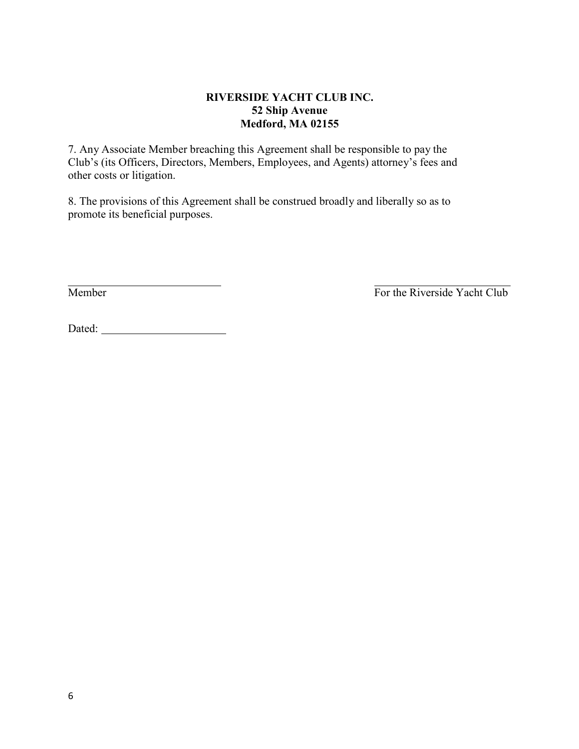**RIVERSIDE YACHT CLUB INC.**
**52 Ship Avenue**
**Medford, MA 02155**

7. Any Associate Member breaching this Agreement shall be responsible to pay the Club's (its Officers, Directors, Members, Employees, and Agents) attorney's fees and other costs or litigation.

8. The provisions of this Agreement shall be construed broadly and liberally so as to promote its beneficial purposes.

______________________________ Member

______________________________ For the Riverside Yacht Club

Dated: ______________________